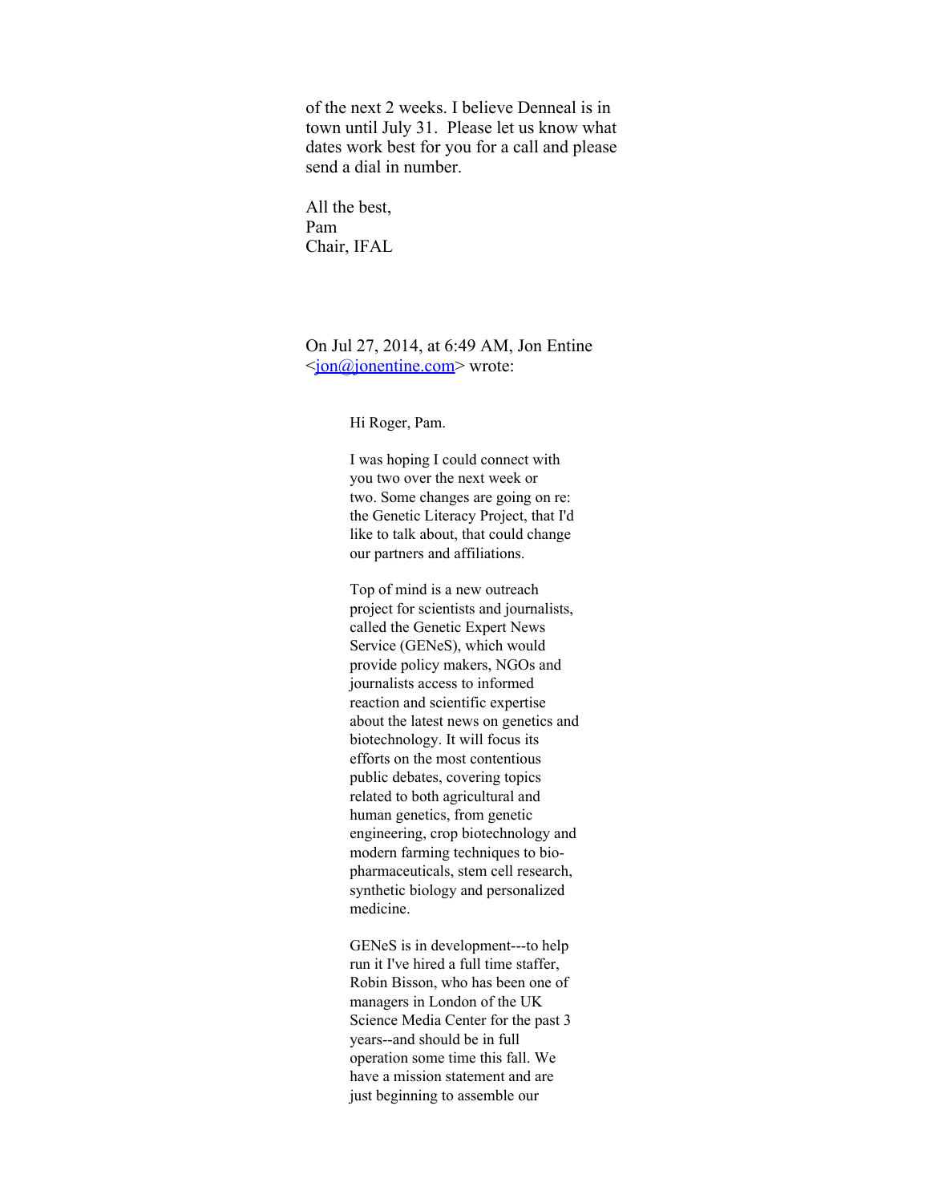of the next 2 weeks. I believe Denneal is in town until July 31. Please let us know what dates work best for you for a call and please send a dial in number.

All the best,
Pam
Chair, IFAL

On Jul 27, 2014, at 6:49 AM, Jon Entine <jon@jonentine.com> wrote:

> Hi Roger, Pam.
>
> I was hoping I could connect with you two over the next week or two. Some changes are going on re: the Genetic Literacy Project, that I'd like to talk about, that could change our partners and affiliations.
>
> Top of mind is a new outreach project for scientists and journalists, called the Genetic Expert News Service (GENeS), which would provide policy makers, NGOs and journalists access to informed reaction and scientific expertise about the latest news on genetics and biotechnology. It will focus its efforts on the most contentious public debates, covering topics related to both agricultural and human genetics, from genetic engineering, crop biotechnology and modern farming techniques to bio-pharmaceuticals, stem cell research, synthetic biology and personalized medicine.
>
> GENeS is in development---to help run it I've hired a full time staffer, Robin Bisson, who has been one of managers in London of the UK Science Media Center for the past 3 years--and should be in full operation some time this fall. We have a mission statement and are just beginning to assemble our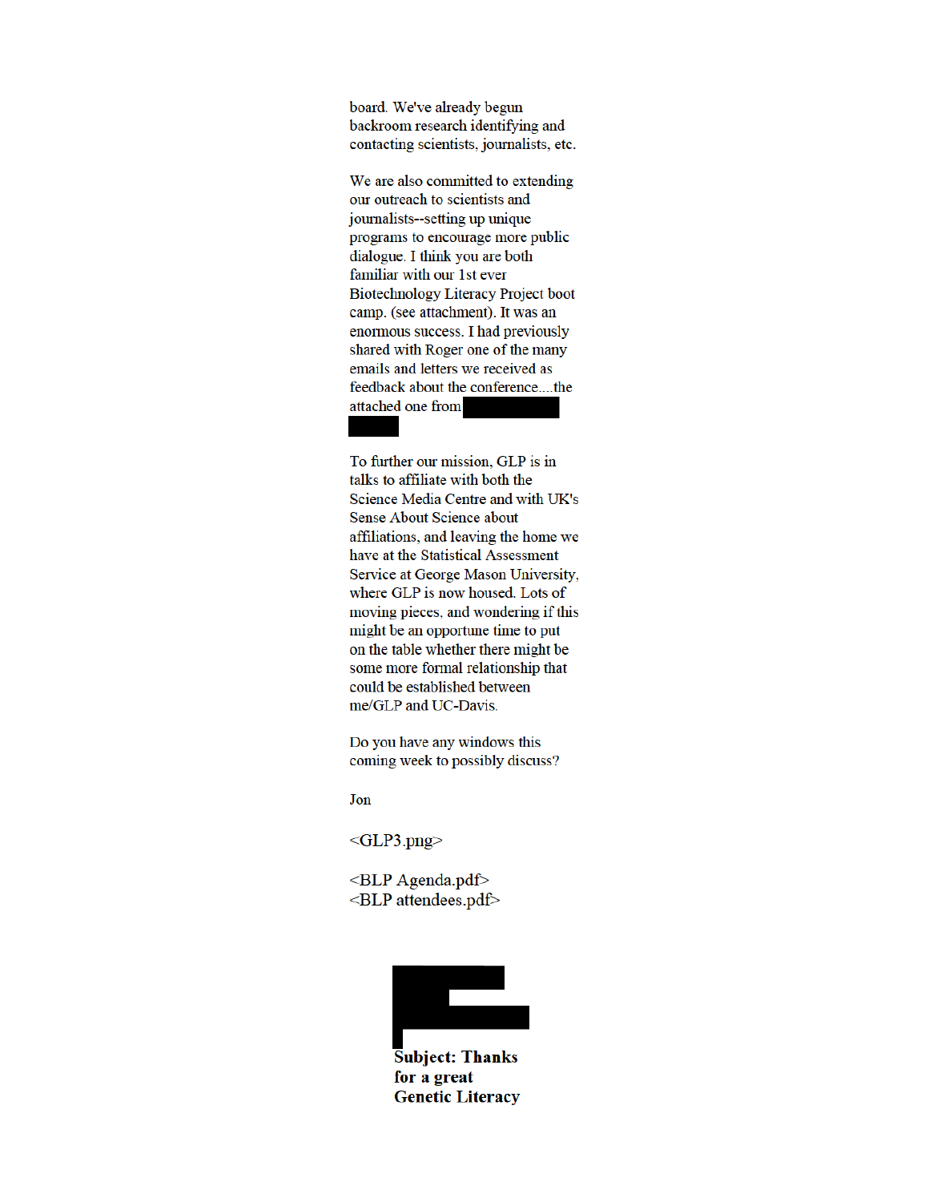board. We've already begun backroom research identifying and contacting scientists, journalists, etc.

We are also committed to extending our outreach to scientists and journalists--setting up unique programs to encourage more public dialogue. I think you are both familiar with our 1st ever Biotechnology Literacy Project boot camp. (see attachment). It was an enormous success. I had previously shared with Roger one of the many emails and letters we received as feedback about the conference....the attached one from

To further our mission, GLP is in talks to affiliate with both the Science Media Centre and with UK's Sense About Science about affiliations, and leaving the home we have at the Statistical Assessment Service at George Mason University, where GLP is now housed. Lots of moving pieces, and wondering if this might be an opportune time to put on the table whether there might be some more formal relationship that could be established between me/GLP and UC-Davis.

Do you have any windows this coming week to possibly discuss?

Jon

<GLP3.png>

<BLP Agenda.pdf>
<BLP attendees.pdf>

**Subject: Thanks for a great Genetic Literacy**